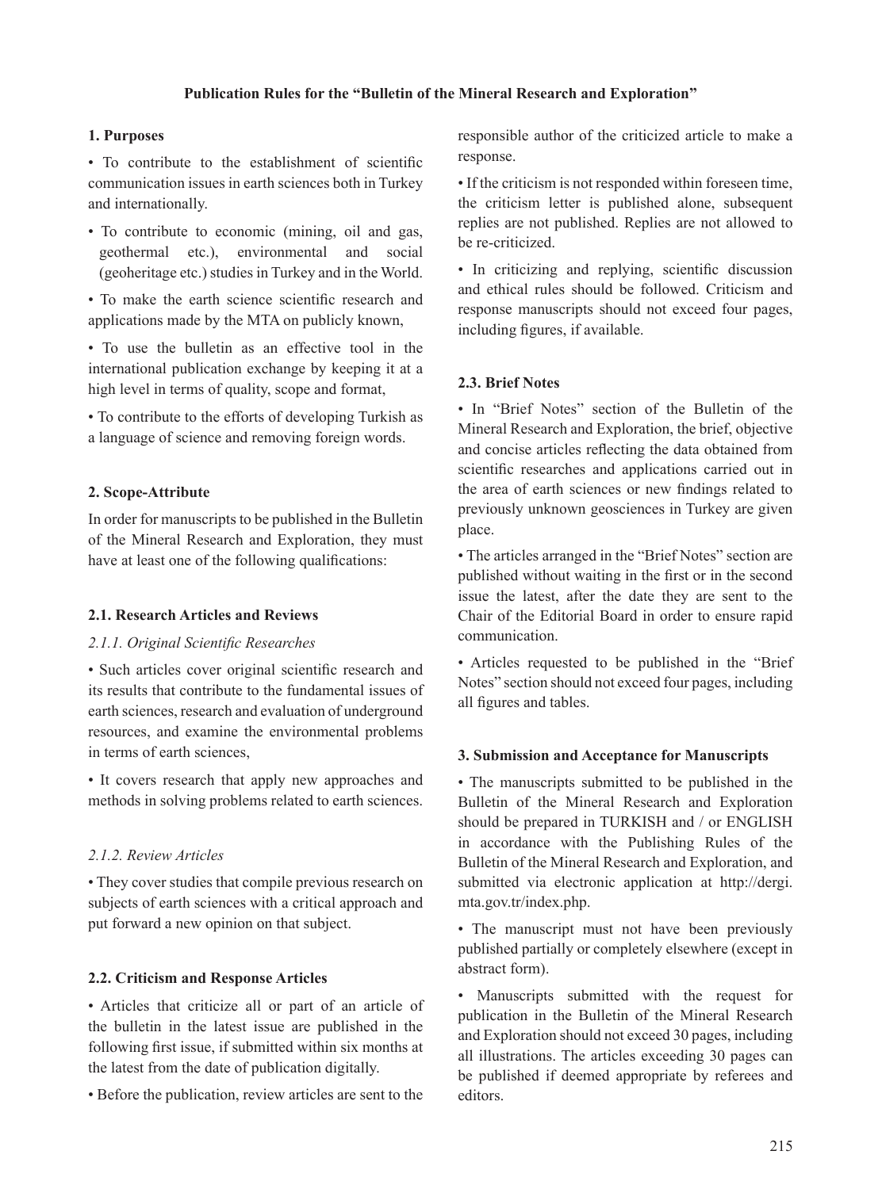**Publication Rules for the "Bulletin of the Mineral Research and Exploration"**

## 1. Purposes

• To contribute to the establishment of scientific communication issues in earth sciences both in Turkey and internationally.

• To contribute to economic (mining, oil and gas, geothermal etc.), environmental and social (geoheritage etc.) studies in Turkey and in the World.

• To make the earth science scientific research and applications made by the MTA on publicly known,

• To use the bulletin as an effective tool in the international publication exchange by keeping it at a high level in terms of quality, scope and format,

• To contribute to the efforts of developing Turkish as a language of science and removing foreign words.

## 2. Scope-Attribute

In order for manuscripts to be published in the Bulletin of the Mineral Research and Exploration, they must have at least one of the following qualifications:

### 2.1. Research Articles and Reviews

#### *2.1.1. Original Scientific Researches*

• Such articles cover original scientific research and its results that contribute to the fundamental issues of earth sciences, research and evaluation of underground resources, and examine the environmental problems in terms of earth sciences,

• It covers research that apply new approaches and methods in solving problems related to earth sciences.

#### *2.1.2. Review Articles*

• They cover studies that compile previous research on subjects of earth sciences with a critical approach and put forward a new opinion on that subject.

### 2.2. Criticism and Response Articles

• Articles that criticize all or part of an article of the bulletin in the latest issue are published in the following first issue, if submitted within six months at the latest from the date of publication digitally.

• Before the publication, review articles are sent to the responsible author of the criticized article to make a response.

• If the criticism is not responded within foreseen time, the criticism letter is published alone, subsequent replies are not published. Replies are not allowed to be re-criticized.

• In criticizing and replying, scientific discussion and ethical rules should be followed. Criticism and response manuscripts should not exceed four pages, including figures, if available.

### 2.3. Brief Notes

• In "Brief Notes" section of the Bulletin of the Mineral Research and Exploration, the brief, objective and concise articles reflecting the data obtained from scientific researches and applications carried out in the area of earth sciences or new findings related to previously unknown geosciences in Turkey are given place.

• The articles arranged in the "Brief Notes" section are published without waiting in the first or in the second issue the latest, after the date they are sent to the Chair of the Editorial Board in order to ensure rapid communication.

• Articles requested to be published in the "Brief Notes" section should not exceed four pages, including all figures and tables.

## 3. Submission and Acceptance for Manuscripts

• The manuscripts submitted to be published in the Bulletin of the Mineral Research and Exploration should be prepared in TURKISH and / or ENGLISH in accordance with the Publishing Rules of the Bulletin of the Mineral Research and Exploration, and submitted via electronic application at http://dergi.mta.gov.tr/index.php.

• The manuscript must not have been previously published partially or completely elsewhere (except in abstract form).

• Manuscripts submitted with the request for publication in the Bulletin of the Mineral Research and Exploration should not exceed 30 pages, including all illustrations. The articles exceeding 30 pages can be published if deemed appropriate by referees and editors.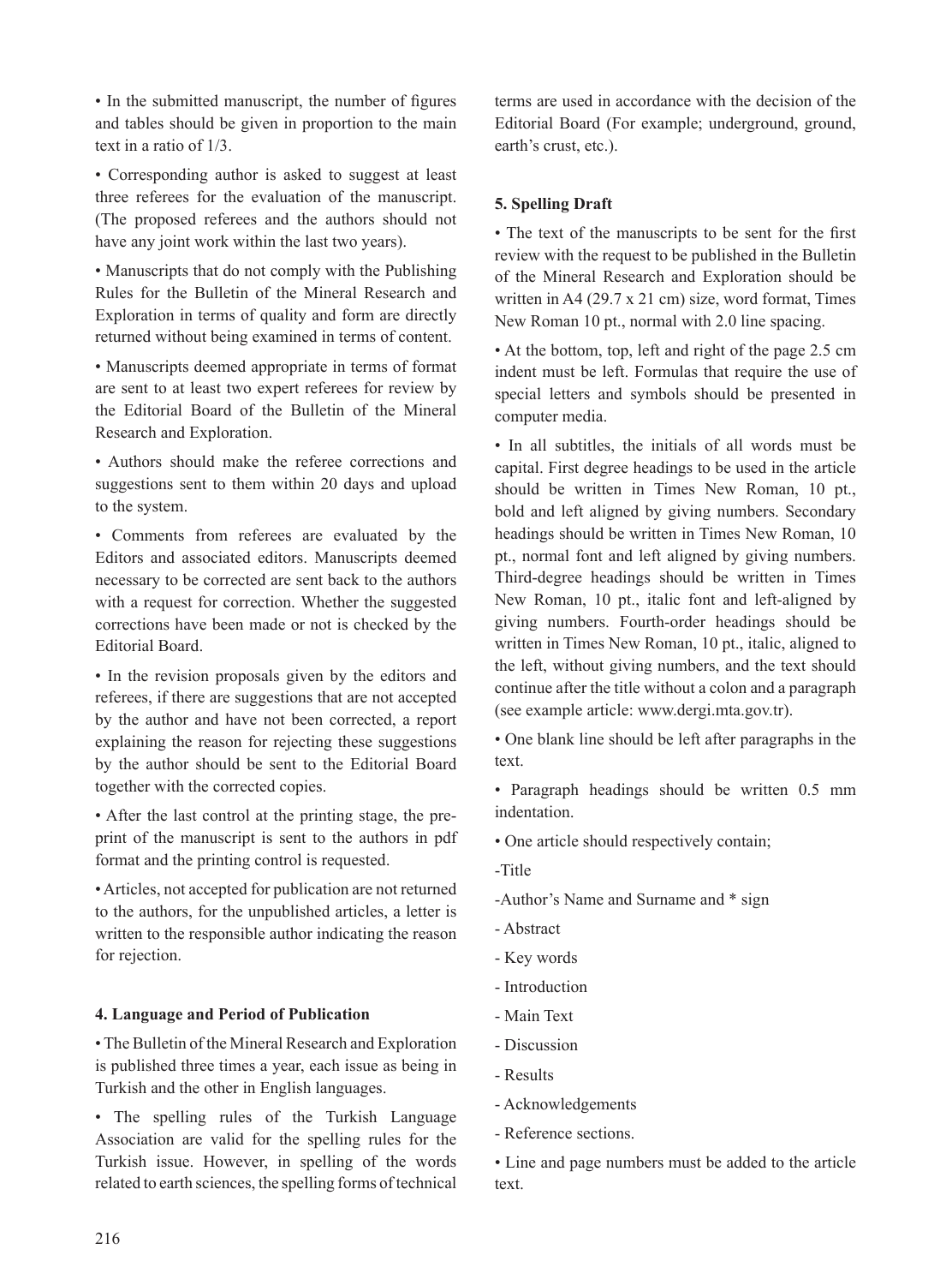• In the submitted manuscript, the number of figures and tables should be given in proportion to the main text in a ratio of 1/3.

• Corresponding author is asked to suggest at least three referees for the evaluation of the manuscript. (The proposed referees and the authors should not have any joint work within the last two years).

• Manuscripts that do not comply with the Publishing Rules for the Bulletin of the Mineral Research and Exploration in terms of quality and form are directly returned without being examined in terms of content.

• Manuscripts deemed appropriate in terms of format are sent to at least two expert referees for review by the Editorial Board of the Bulletin of the Mineral Research and Exploration.

• Authors should make the referee corrections and suggestions sent to them within 20 days and upload to the system.

• Comments from referees are evaluated by the Editors and associated editors. Manuscripts deemed necessary to be corrected are sent back to the authors with a request for correction. Whether the suggested corrections have been made or not is checked by the Editorial Board.

• In the revision proposals given by the editors and referees, if there are suggestions that are not accepted by the author and have not been corrected, a report explaining the reason for rejecting these suggestions by the author should be sent to the Editorial Board together with the corrected copies.

• After the last control at the printing stage, the pre-print of the manuscript is sent to the authors in pdf format and the printing control is requested.

• Articles, not accepted for publication are not returned to the authors, for the unpublished articles, a letter is written to the responsible author indicating the reason for rejection.

## 4. Language and Period of Publication

• The Bulletin of the Mineral Research and Exploration is published three times a year, each issue as being in Turkish and the other in English languages.

• The spelling rules of the Turkish Language Association are valid for the spelling rules for the Turkish issue. However, in spelling of the words related to earth sciences, the spelling forms of technical terms are used in accordance with the decision of the Editorial Board (For example; underground, ground, earth's crust, etc.).

## 5. Spelling Draft

• The text of the manuscripts to be sent for the first review with the request to be published in the Bulletin of the Mineral Research and Exploration should be written in A4 (29.7 x 21 cm) size, word format, Times New Roman 10 pt., normal with 2.0 line spacing.

• At the bottom, top, left and right of the page 2.5 cm indent must be left. Formulas that require the use of special letters and symbols should be presented in computer media.

• In all subtitles, the initials of all words must be capital. First degree headings to be used in the article should be written in Times New Roman, 10 pt., bold and left aligned by giving numbers. Secondary headings should be written in Times New Roman, 10 pt., normal font and left aligned by giving numbers. Third-degree headings should be written in Times New Roman, 10 pt., italic font and left-aligned by giving numbers. Fourth-order headings should be written in Times New Roman, 10 pt., italic, aligned to the left, without giving numbers, and the text should continue after the title without a colon and a paragraph (see example article: www.dergi.mta.gov.tr).

• One blank line should be left after paragraphs in the text.

• Paragraph headings should be written 0.5 mm indentation.

• One article should respectively contain;

-Title

-Author's Name and Surname and * sign

- Abstract

- Key words

- Introduction

- Main Text

- Discussion

- Results

- Acknowledgements

- Reference sections.

• Line and page numbers must be added to the article text.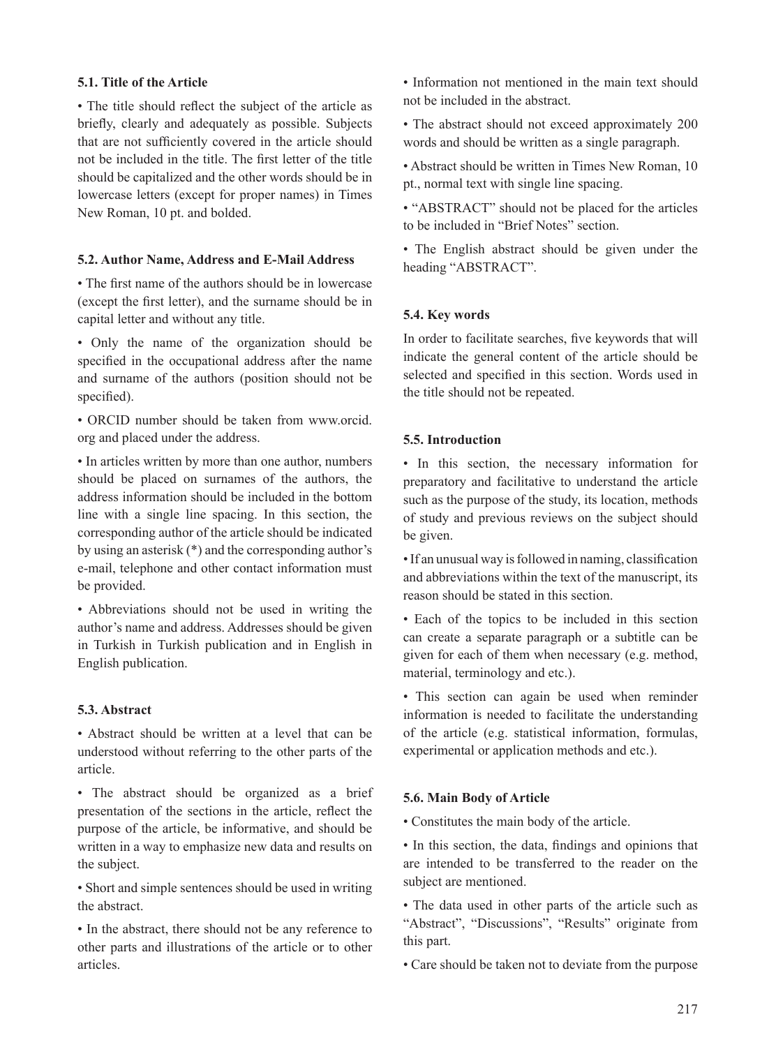### 5.1. Title of the Article

• The title should reflect the subject of the article as briefly, clearly and adequately as possible. Subjects that are not sufficiently covered in the article should not be included in the title. The first letter of the title should be capitalized and the other words should be in lowercase letters (except for proper names) in Times New Roman, 10 pt. and bolded.

### 5.2. Author Name, Address and E-Mail Address

• The first name of the authors should be in lowercase (except the first letter), and the surname should be in capital letter and without any title.

• Only the name of the organization should be specified in the occupational address after the name and surname of the authors (position should not be specified).

• ORCID number should be taken from www.orcid.org and placed under the address.

• In articles written by more than one author, numbers should be placed on surnames of the authors, the address information should be included in the bottom line with a single line spacing. In this section, the corresponding author of the article should be indicated by using an asterisk (*) and the corresponding author's e-mail, telephone and other contact information must be provided.

• Abbreviations should not be used in writing the author's name and address. Addresses should be given in Turkish in Turkish publication and in English in English publication.

### 5.3. Abstract

• Abstract should be written at a level that can be understood without referring to the other parts of the article.

• The abstract should be organized as a brief presentation of the sections in the article, reflect the purpose of the article, be informative, and should be written in a way to emphasize new data and results on the subject.

• Short and simple sentences should be used in writing the abstract.

• In the abstract, there should not be any reference to other parts and illustrations of the article or to other articles.

• Information not mentioned in the main text should not be included in the abstract.

• The abstract should not exceed approximately 200 words and should be written as a single paragraph.

• Abstract should be written in Times New Roman, 10 pt., normal text with single line spacing.

• "ABSTRACT" should not be placed for the articles to be included in "Brief Notes" section.

• The English abstract should be given under the heading "ABSTRACT".

### 5.4. Key words

In order to facilitate searches, five keywords that will indicate the general content of the article should be selected and specified in this section. Words used in the title should not be repeated.

### 5.5. Introduction

• In this section, the necessary information for preparatory and facilitative to understand the article such as the purpose of the study, its location, methods of study and previous reviews on the subject should be given.

• If an unusual way is followed in naming, classification and abbreviations within the text of the manuscript, its reason should be stated in this section.

• Each of the topics to be included in this section can create a separate paragraph or a subtitle can be given for each of them when necessary (e.g. method, material, terminology and etc.).

• This section can again be used when reminder information is needed to facilitate the understanding of the article (e.g. statistical information, formulas, experimental or application methods and etc.).

### 5.6. Main Body of Article

• Constitutes the main body of the article.

• In this section, the data, findings and opinions that are intended to be transferred to the reader on the subject are mentioned.

• The data used in other parts of the article such as "Abstract", "Discussions", "Results" originate from this part.

• Care should be taken not to deviate from the purpose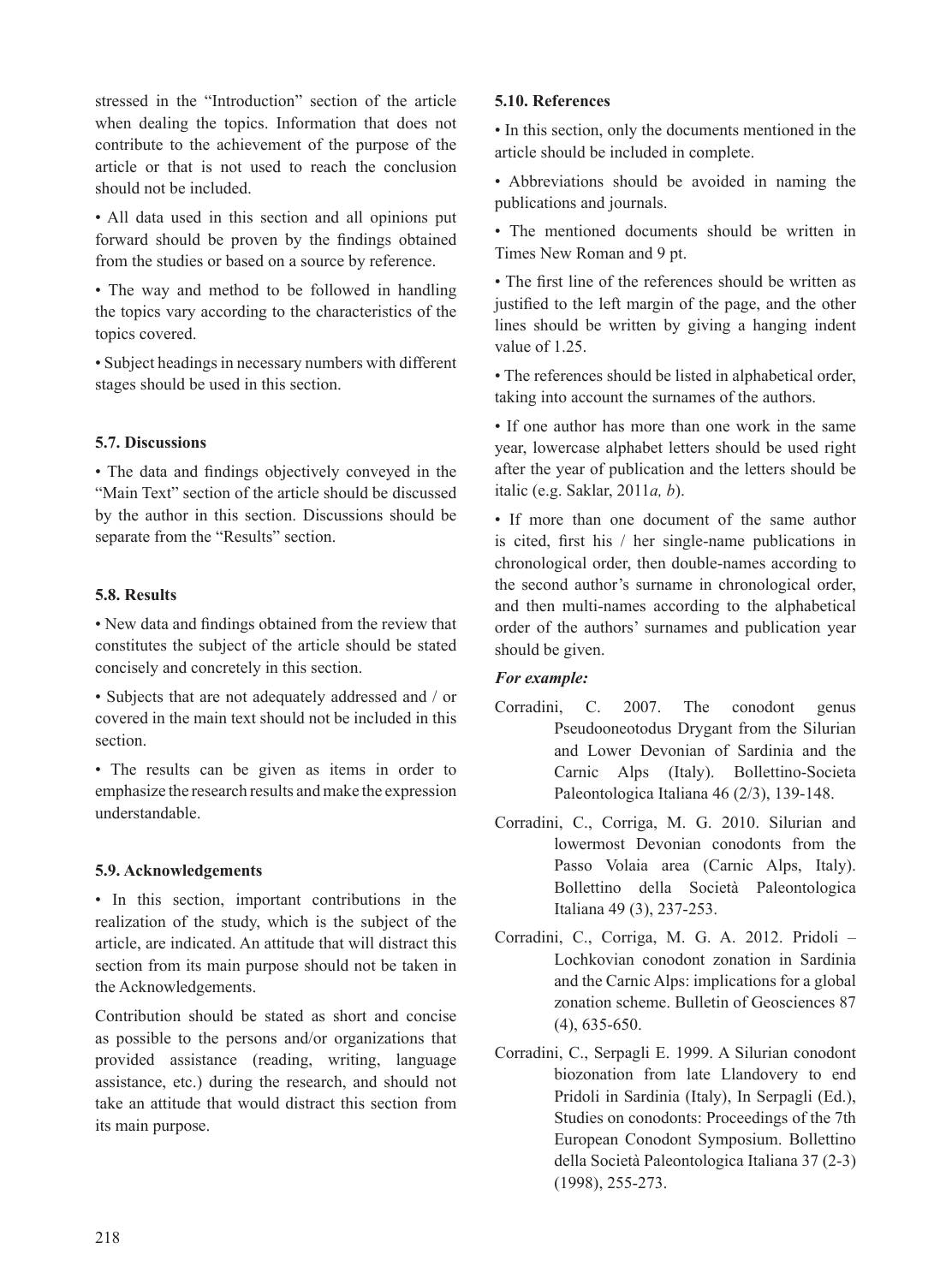stressed in the "Introduction" section of the article when dealing the topics. Information that does not contribute to the achievement of the purpose of the article or that is not used to reach the conclusion should not be included.

• All data used in this section and all opinions put forward should be proven by the findings obtained from the studies or based on a source by reference.

• The way and method to be followed in handling the topics vary according to the characteristics of the topics covered.

• Subject headings in necessary numbers with different stages should be used in this section.

### 5.7. Discussions

• The data and findings objectively conveyed in the "Main Text" section of the article should be discussed by the author in this section. Discussions should be separate from the "Results" section.

### 5.8. Results

• New data and findings obtained from the review that constitutes the subject of the article should be stated concisely and concretely in this section.

• Subjects that are not adequately addressed and / or covered in the main text should not be included in this section.

• The results can be given as items in order to emphasize the research results and make the expression understandable.

### 5.9. Acknowledgements

• In this section, important contributions in the realization of the study, which is the subject of the article, are indicated. An attitude that will distract this section from its main purpose should not be taken in the Acknowledgements.

Contribution should be stated as short and concise as possible to the persons and/or organizations that provided assistance (reading, writing, language assistance, etc.) during the research, and should not take an attitude that would distract this section from its main purpose.

### 5.10. References

• In this section, only the documents mentioned in the article should be included in complete.

• Abbreviations should be avoided in naming the publications and journals.

• The mentioned documents should be written in Times New Roman and 9 pt.

• The first line of the references should be written as justified to the left margin of the page, and the other lines should be written by giving a hanging indent value of 1.25.

• The references should be listed in alphabetical order, taking into account the surnames of the authors.

• If one author has more than one work in the same year, lowercase alphabet letters should be used right after the year of publication and the letters should be italic (e.g. Saklar, 2011*a, b*).

• If more than one document of the same author is cited, first his / her single-name publications in chronological order, then double-names according to the second author's surname in chronological order, and then multi-names according to the alphabetical order of the authors' surnames and publication year should be given.

***For example:***

Corradini, C. 2007. The conodont genus Pseudooneotodus Drygant from the Silurian and Lower Devonian of Sardinia and the Carnic Alps (Italy). Bollettino-Societa Paleontologica Italiana 46 (2/3), 139-148.

Corradini, C., Corriga, M. G. 2010. Silurian and lowermost Devonian conodonts from the Passo Volaia area (Carnic Alps, Italy). Bollettino della Società Paleontologica Italiana 49 (3), 237-253.

Corradini, C., Corriga, M. G. A. 2012. Pridoli – Lochkovian conodont zonation in Sardinia and the Carnic Alps: implications for a global zonation scheme. Bulletin of Geosciences 87 (4), 635-650.

Corradini, C., Serpagli E. 1999. A Silurian conodont biozonation from late Llandovery to end Pridoli in Sardinia (Italy), In Serpagli (Ed.), Studies on conodonts: Proceedings of the 7th European Conodont Symposium. Bollettino della Società Paleontologica Italiana 37 (2-3) (1998), 255-273.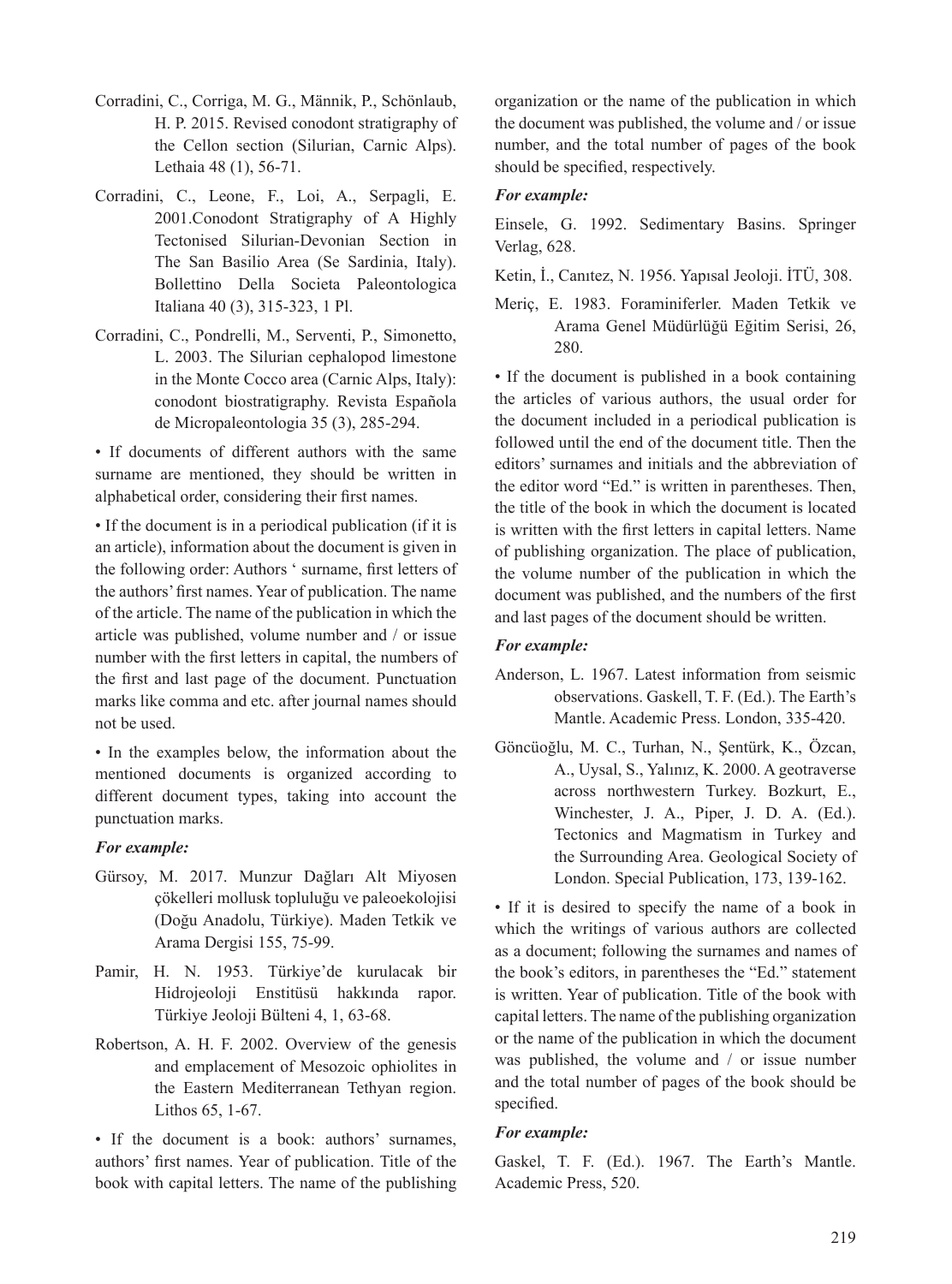Corradini, C., Corriga, M. G., Männik, P., Schönlaub, H. P. 2015. Revised conodont stratigraphy of the Cellon section (Silurian, Carnic Alps). Lethaia 48 (1), 56-71.

Corradini, C., Leone, F., Loi, A., Serpagli, E. 2001.Conodont Stratigraphy of A Highly Tectonised Silurian-Devonian Section in The San Basilio Area (Se Sardinia, Italy). Bollettino Della Societa Paleontologica Italiana 40 (3), 315-323, 1 Pl.

Corradini, C., Pondrelli, M., Serventi, P., Simonetto, L. 2003. The Silurian cephalopod limestone in the Monte Cocco area (Carnic Alps, Italy): conodont biostratigraphy. Revista Española de Micropaleontologia 35 (3), 285-294.

• If documents of different authors with the same surname are mentioned, they should be written in alphabetical order, considering their first names.

• If the document is in a periodical publication (if it is an article), information about the document is given in the following order: Authors ' surname, first letters of the authors' first names. Year of publication. The name of the article. The name of the publication in which the article was published, volume number and / or issue number with the first letters in capital, the numbers of the first and last page of the document. Punctuation marks like comma and etc. after journal names should not be used.

• In the examples below, the information about the mentioned documents is organized according to different document types, taking into account the punctuation marks.

***For example:***

Gürsoy, M. 2017. Munzur Dağları Alt Miyosen çökelleri mollusk topluluğu ve paleoekolojisi (Doğu Anadolu, Türkiye). Maden Tetkik ve Arama Dergisi 155, 75-99.

Pamir, H. N. 1953. Türkiye'de kurulacak bir Hidrojeoloji Enstitüsü hakkında rapor. Türkiye Jeoloji Bülteni 4, 1, 63-68.

Robertson, A. H. F. 2002. Overview of the genesis and emplacement of Mesozoic ophiolites in the Eastern Mediterranean Tethyan region. Lithos 65, 1-67.

• If the document is a book: authors' surnames, authors' first names. Year of publication. Title of the book with capital letters. The name of the publishing organization or the name of the publication in which the document was published, the volume and / or issue number, and the total number of pages of the book should be specified, respectively.

***For example:***

Einsele, G. 1992. Sedimentary Basins. Springer Verlag, 628.

Ketin, İ., Canıtez, N. 1956. Yapısal Jeoloji. İTÜ, 308.

Meriç, E. 1983. Foraminiferler. Maden Tetkik ve Arama Genel Müdürlüğü Eğitim Serisi, 26, 280.

• If the document is published in a book containing the articles of various authors, the usual order for the document included in a periodical publication is followed until the end of the document title. Then the editors' surnames and initials and the abbreviation of the editor word "Ed." is written in parentheses. Then, the title of the book in which the document is located is written with the first letters in capital letters. Name of publishing organization. The place of publication, the volume number of the publication in which the document was published, and the numbers of the first and last pages of the document should be written.

***For example:***

Anderson, L. 1967. Latest information from seismic observations. Gaskell, T. F. (Ed.). The Earth's Mantle. Academic Press. London, 335-420.

Göncüoğlu, M. C., Turhan, N., Şentürk, K., Özcan, A., Uysal, S., Yalınız, K. 2000. A geotraverse across northwestern Turkey. Bozkurt, E., Winchester, J. A., Piper, J. D. A. (Ed.). Tectonics and Magmatism in Turkey and the Surrounding Area. Geological Society of London. Special Publication, 173, 139-162.

• If it is desired to specify the name of a book in which the writings of various authors are collected as a document; following the surnames and names of the book's editors, in parentheses the "Ed." statement is written. Year of publication. Title of the book with capital letters. The name of the publishing organization or the name of the publication in which the document was published, the volume and / or issue number and the total number of pages of the book should be specified.

***For example:***

Gaskel, T. F. (Ed.). 1967. The Earth's Mantle. Academic Press, 520.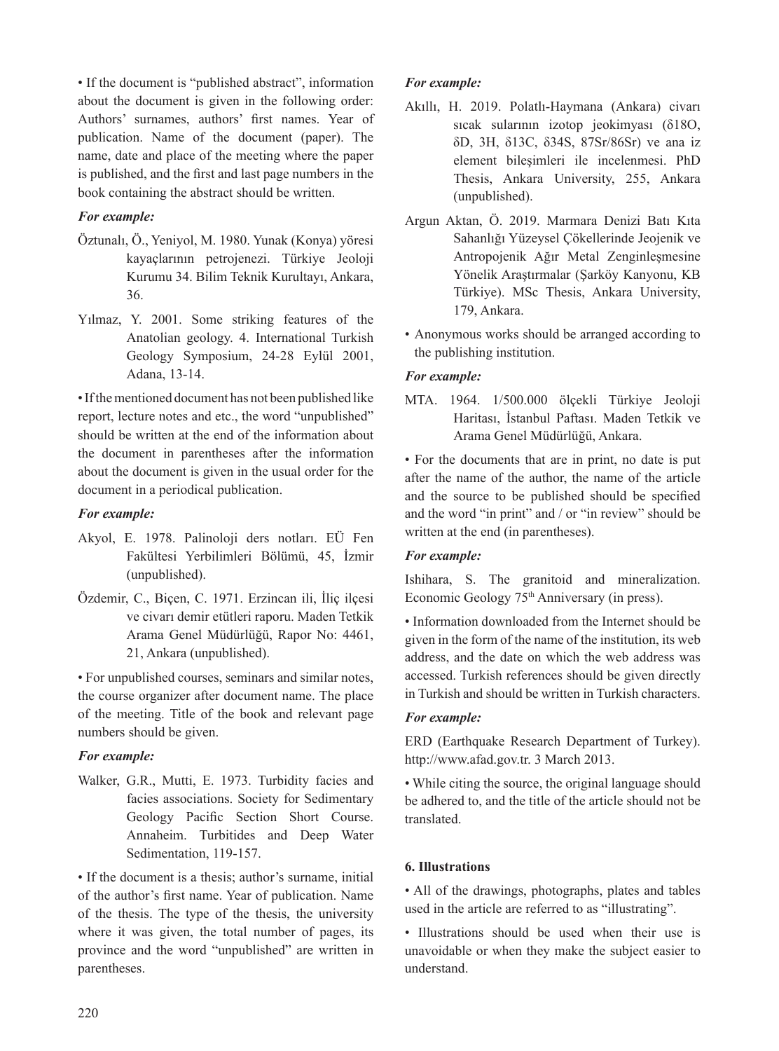• If the document is "published abstract", information about the document is given in the following order: Authors' surnames, authors' first names. Year of publication. Name of the document (paper). The name, date and place of the meeting where the paper is published, and the first and last page numbers in the book containing the abstract should be written.

***For example:***

Öztunalı, Ö., Yeniyol, M. 1980. Yunak (Konya) yöresi kayaçlarının petrojenezi. Türkiye Jeoloji Kurumu 34. Bilim Teknik Kurultayı, Ankara, 36.

Yılmaz, Y. 2001. Some striking features of the Anatolian geology. 4. International Turkish Geology Symposium, 24-28 Eylül 2001, Adana, 13-14.

• If the mentioned document has not been published like report, lecture notes and etc., the word "unpublished" should be written at the end of the information about the document in parentheses after the information about the document is given in the usual order for the document in a periodical publication.

***For example:***

Akyol, E. 1978. Palinoloji ders notları. EÜ Fen Fakültesi Yerbilimleri Bölümü, 45, İzmir (unpublished).

Özdemir, C., Biçen, C. 1971. Erzincan ili, İliç ilçesi ve civarı demir etütleri raporu. Maden Tetkik Arama Genel Müdürlüğü, Rapor No: 4461, 21, Ankara (unpublished).

• For unpublished courses, seminars and similar notes, the course organizer after document name. The place of the meeting. Title of the book and relevant page numbers should be given.

***For example:***

Walker, G.R., Mutti, E. 1973. Turbidity facies and facies associations. Society for Sedimentary Geology Pacific Section Short Course. Annaheim. Turbitides and Deep Water Sedimentation, 119-157.

• If the document is a thesis; author's surname, initial of the author's first name. Year of publication. Name of the thesis. The type of the thesis, the university where it was given, the total number of pages, its province and the word "unpublished" are written in parentheses.

***For example:***

Akıllı, H. 2019. Polatlı-Haymana (Ankara) civarı sıcak sularının izotop jeokimyası (δ18O, δD, 3H, δ13C, δ34S, 87Sr/86Sr) ve ana iz element bileşimleri ile incelenmesi. PhD Thesis, Ankara University, 255, Ankara (unpublished).

Argun Aktan, Ö. 2019. Marmara Denizi Batı Kıta Sahanlığı Yüzeysel Çökellerinde Jeojenik ve Antropojenik Ağır Metal Zenginleşmesine Yönelik Araştırmalar (Şarköy Kanyonu, KB Türkiye). MSc Thesis, Ankara University, 179, Ankara.

• Anonymous works should be arranged according to the publishing institution.

***For example:***

MTA. 1964. 1/500.000 ölçekli Türkiye Jeoloji Haritası, İstanbul Paftası. Maden Tetkik ve Arama Genel Müdürlüğü, Ankara.

• For the documents that are in print, no date is put after the name of the author, the name of the article and the source to be published should be specified and the word "in print" and / or "in review" should be written at the end (in parentheses).

***For example:***

Ishihara, S. The granitoid and mineralization. Economic Geology 75th Anniversary (in press).

• Information downloaded from the Internet should be given in the form of the name of the institution, its web address, and the date on which the web address was accessed. Turkish references should be given directly in Turkish and should be written in Turkish characters.

***For example:***

ERD (Earthquake Research Department of Turkey). http://www.afad.gov.tr. 3 March 2013.

• While citing the source, the original language should be adhered to, and the title of the article should not be translated.

**6. Illustrations**

• All of the drawings, photographs, plates and tables used in the article are referred to as "illustrating".

• Illustrations should be used when their use is unavoidable or when they make the subject easier to understand.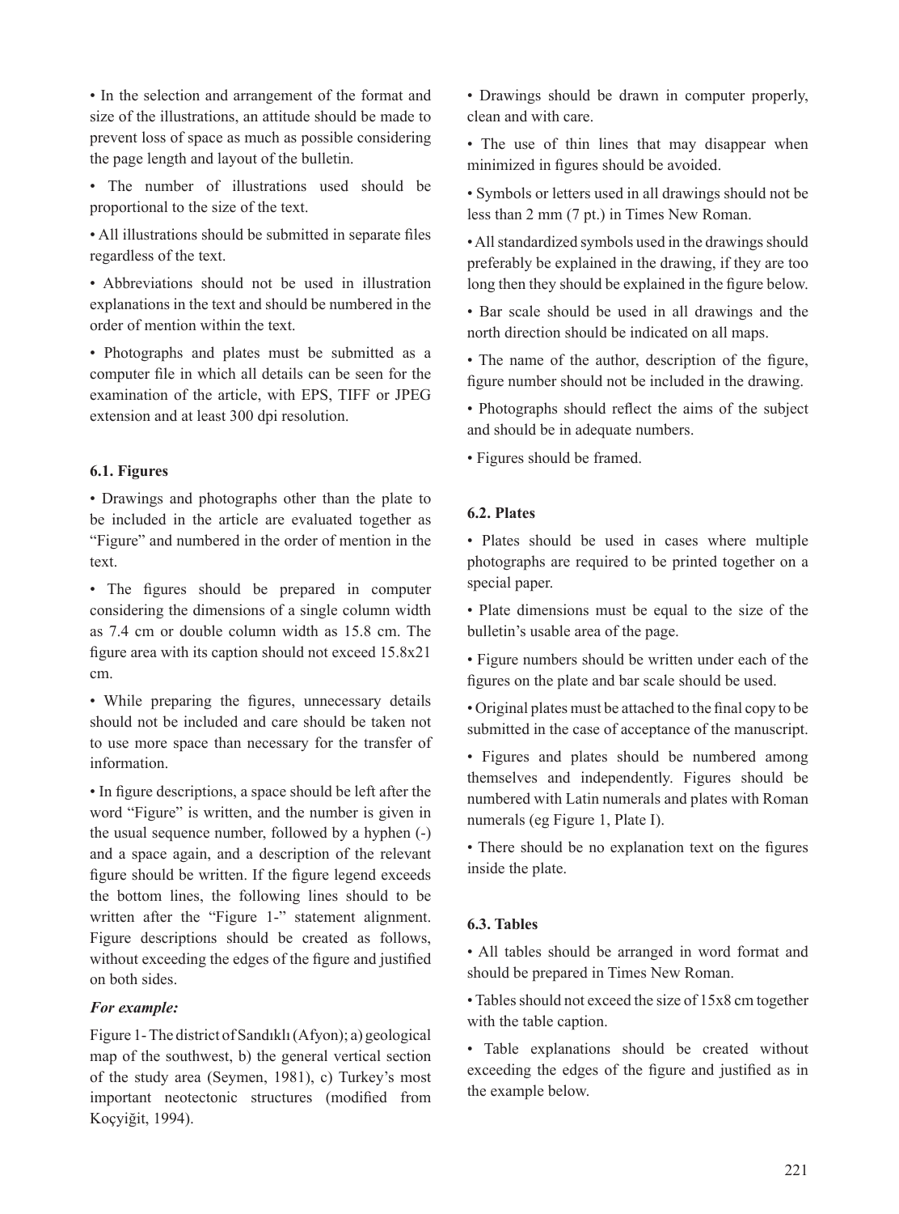- In the selection and arrangement of the format and size of the illustrations, an attitude should be made to prevent loss of space as much as possible considering the page length and layout of the bulletin.
- The number of illustrations used should be proportional to the size of the text.
- All illustrations should be submitted in separate files regardless of the text.
- Abbreviations should not be used in illustration explanations in the text and should be numbered in the order of mention within the text.
- Photographs and plates must be submitted as a computer file in which all details can be seen for the examination of the article, with EPS, TIFF or JPEG extension and at least 300 dpi resolution.

### 6.1. Figures

- Drawings and photographs other than the plate to be included in the article are evaluated together as "Figure" and numbered in the order of mention in the text.
- The figures should be prepared in computer considering the dimensions of a single column width as 7.4 cm or double column width as 15.8 cm. The figure area with its caption should not exceed 15.8x21 cm.
- While preparing the figures, unnecessary details should not be included and care should be taken not to use more space than necessary for the transfer of information.
- In figure descriptions, a space should be left after the word "Figure" is written, and the number is given in the usual sequence number, followed by a hyphen (-) and a space again, and a description of the relevant figure should be written. If the figure legend exceeds the bottom lines, the following lines should to be written after the "Figure 1-" statement alignment. Figure descriptions should be created as follows, without exceeding the edges of the figure and justified on both sides.

***For example:***

Figure 1- The district of Sandıklı (Afyon); a) geological map of the southwest, b) the general vertical section of the study area (Seymen, 1981), c) Turkey's most important neotectonic structures (modified from Koçyiğit, 1994).

- Drawings should be drawn in computer properly, clean and with care.
- The use of thin lines that may disappear when minimized in figures should be avoided.
- Symbols or letters used in all drawings should not be less than 2 mm (7 pt.) in Times New Roman.
- All standardized symbols used in the drawings should preferably be explained in the drawing, if they are too long then they should be explained in the figure below.
- Bar scale should be used in all drawings and the north direction should be indicated on all maps.
- The name of the author, description of the figure, figure number should not be included in the drawing.
- Photographs should reflect the aims of the subject and should be in adequate numbers.
- Figures should be framed.

### 6.2. Plates

- Plates should be used in cases where multiple photographs are required to be printed together on a special paper.
- Plate dimensions must be equal to the size of the bulletin's usable area of the page.
- Figure numbers should be written under each of the figures on the plate and bar scale should be used.
- Original plates must be attached to the final copy to be submitted in the case of acceptance of the manuscript.
- Figures and plates should be numbered among themselves and independently. Figures should be numbered with Latin numerals and plates with Roman numerals (eg Figure 1, Plate I).
- There should be no explanation text on the figures inside the plate.

### 6.3. Tables

- All tables should be arranged in word format and should be prepared in Times New Roman.
- Tables should not exceed the size of 15x8 cm together with the table caption.
- Table explanations should be created without exceeding the edges of the figure and justified as in the example below.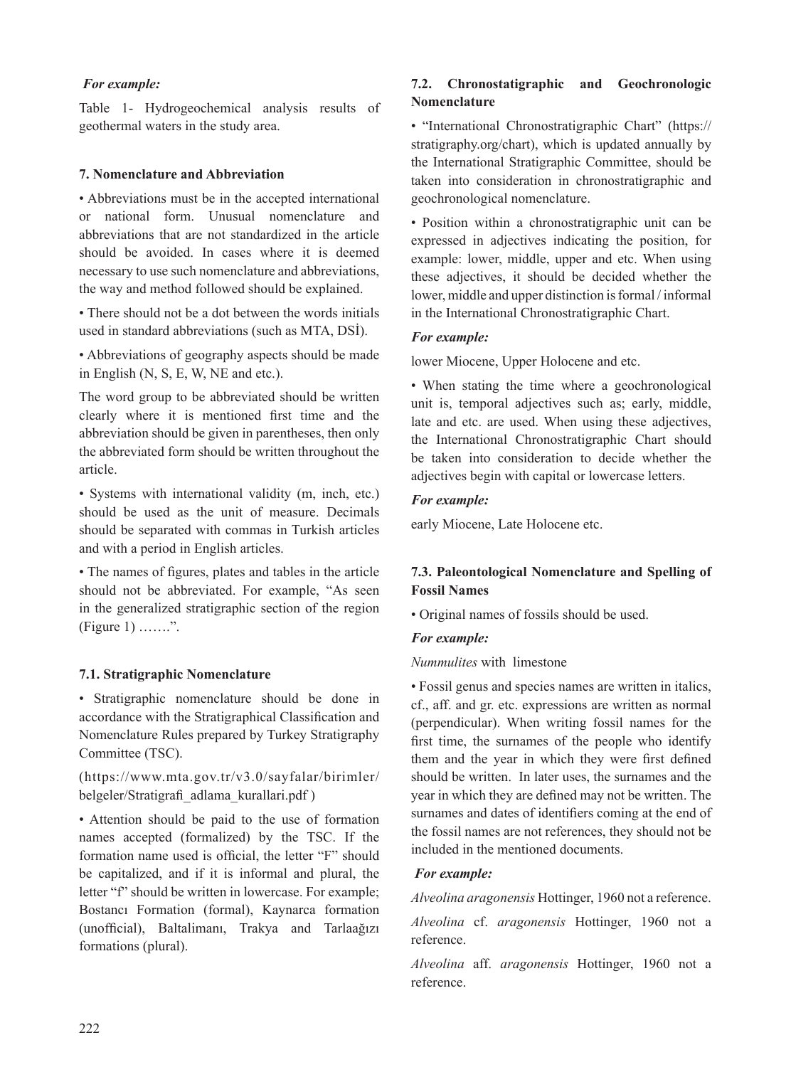*For example:*

Table 1- Hydrogeochemical analysis results of geothermal waters in the study area.

### 7. Nomenclature and Abbreviation

• Abbreviations must be in the accepted international or national form. Unusual nomenclature and abbreviations that are not standardized in the article should be avoided. In cases where it is deemed necessary to use such nomenclature and abbreviations, the way and method followed should be explained.

• There should not be a dot between the words initials used in standard abbreviations (such as MTA, DSİ).

• Abbreviations of geography aspects should be made in English (N, S, E, W, NE and etc.).

The word group to be abbreviated should be written clearly where it is mentioned first time and the abbreviation should be given in parentheses, then only the abbreviated form should be written throughout the article.

• Systems with international validity (m, inch, etc.) should be used as the unit of measure. Decimals should be separated with commas in Turkish articles and with a period in English articles.

• The names of figures, plates and tables in the article should not be abbreviated. For example, "As seen in the generalized stratigraphic section of the region (Figure 1) …….".

### 7.1. Stratigraphic Nomenclature

• Stratigraphic nomenclature should be done in accordance with the Stratigraphical Classification and Nomenclature Rules prepared by Turkey Stratigraphy Committee (TSC).

(https://www.mta.gov.tr/v3.0/sayfalar/birimler/belgeler/Stratigrafi_adlama_kurallari.pdf )

• Attention should be paid to the use of formation names accepted (formalized) by the TSC. If the formation name used is official, the letter "F" should be capitalized, and if it is informal and plural, the letter "f" should be written in lowercase. For example; Bostancı Formation (formal), Kaynarca formation (unofficial), Baltalimanı, Trakya and Tarlaağızı formations (plural).

### 7.2. Chronostatigraphic and Geochronologic Nomenclature

• "International Chronostratigraphic Chart" (https://stratigraphy.org/chart), which is updated annually by the International Stratigraphic Committee, should be taken into consideration in chronostratigraphic and geochronological nomenclature.

• Position within a chronostratigraphic unit can be expressed in adjectives indicating the position, for example: lower, middle, upper and etc. When using these adjectives, it should be decided whether the lower, middle and upper distinction is formal / informal in the International Chronostratigraphic Chart.

*For example:*

lower Miocene, Upper Holocene and etc.

• When stating the time where a geochronological unit is, temporal adjectives such as; early, middle, late and etc. are used. When using these adjectives, the International Chronostratigraphic Chart should be taken into consideration to decide whether the adjectives begin with capital or lowercase letters.

*For example:*

early Miocene, Late Holocene etc.

### 7.3. Paleontological Nomenclature and Spelling of Fossil Names

• Original names of fossils should be used.

*For example:*

*Nummulites* with limestone

• Fossil genus and species names are written in italics, cf., aff. and gr. etc. expressions are written as normal (perpendicular). When writing fossil names for the first time, the surnames of the people who identify them and the year in which they were first defined should be written. In later uses, the surnames and the year in which they are defined may not be written. The surnames and dates of identifiers coming at the end of the fossil names are not references, they should not be included in the mentioned documents.

*For example:*

*Alveolina aragonensis* Hottinger, 1960 not a reference.

*Alveolina* cf. *aragonensis* Hottinger, 1960 not a reference.

*Alveolina* aff. *aragonensis* Hottinger, 1960 not a reference.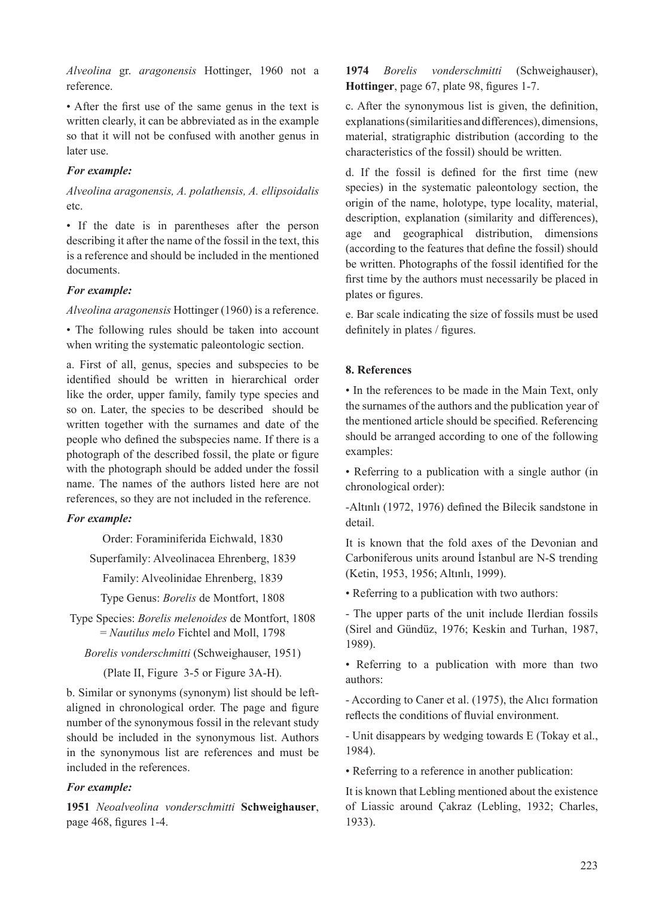*Alveolina* gr. *aragonensis* Hottinger, 1960 not a reference.

• After the first use of the same genus in the text is written clearly, it can be abbreviated as in the example so that it will not be confused with another genus in later use.

***For example:***

*Alveolina aragonensis, A. polathensis, A. ellipsoidalis* etc.

• If the date is in parentheses after the person describing it after the name of the fossil in the text, this is a reference and should be included in the mentioned documents.

***For example:***

*Alveolina aragonensis* Hottinger (1960) is a reference.

• The following rules should be taken into account when writing the systematic paleontologic section.

a. First of all, genus, species and subspecies to be identified should be written in hierarchical order like the order, upper family, family type species and so on. Later, the species to be described should be written together with the surnames and date of the people who defined the subspecies name. If there is a photograph of the described fossil, the plate or figure with the photograph should be added under the fossil name. The names of the authors listed here are not references, so they are not included in the reference.

***For example:***

Order: Foraminiferida Eichwald, 1830

Superfamily: Alveolinacea Ehrenberg, 1839

Family: Alveolinidae Ehrenberg, 1839

Type Genus: *Borelis* de Montfort, 1808

Type Species: *Borelis melenoides* de Montfort, 1808 = *Nautilus melo* Fichtel and Moll, 1798

*Borelis vonderschmitti* (Schweighauser, 1951)

(Plate II, Figure 3-5 or Figure 3A-H).

b. Similar or synonyms (synonym) list should be left-aligned in chronological order. The page and figure number of the synonymous fossil in the relevant study should be included in the synonymous list. Authors in the synonymous list are references and must be included in the references.

***For example:***

**1951** *Neoalveolina vonderschmitti* **Schweighauser**, page 468, figures 1-4.

**1974** *Borelis vonderschmitti* (Schweighauser), **Hottinger**, page 67, plate 98, figures 1-7.

c. After the synonymous list is given, the definition, explanations (similarities and differences), dimensions, material, stratigraphic distribution (according to the characteristics of the fossil) should be written.

d. If the fossil is defined for the first time (new species) in the systematic paleontology section, the origin of the name, holotype, type locality, material, description, explanation (similarity and differences), age and geographical distribution, dimensions (according to the features that define the fossil) should be written. Photographs of the fossil identified for the first time by the authors must necessarily be placed in plates or figures.

e. Bar scale indicating the size of fossils must be used definitely in plates / figures.

## 8. References

• In the references to be made in the Main Text, only the surnames of the authors and the publication year of the mentioned article should be specified. Referencing should be arranged according to one of the following examples:

• Referring to a publication with a single author (in chronological order):

-Altınlı (1972, 1976) defined the Bilecik sandstone in detail.

It is known that the fold axes of the Devonian and Carboniferous units around İstanbul are N-S trending (Ketin, 1953, 1956; Altınlı, 1999).

• Referring to a publication with two authors:

- The upper parts of the unit include Ilerdian fossils (Sirel and Gündüz, 1976; Keskin and Turhan, 1987, 1989).

• Referring to a publication with more than two authors:

- According to Caner et al. (1975), the Alıcı formation reflects the conditions of fluvial environment.

- Unit disappears by wedging towards E (Tokay et al., 1984).

• Referring to a reference in another publication:

It is known that Lebling mentioned about the existence of Liassic around Çakraz (Lebling, 1932; Charles, 1933).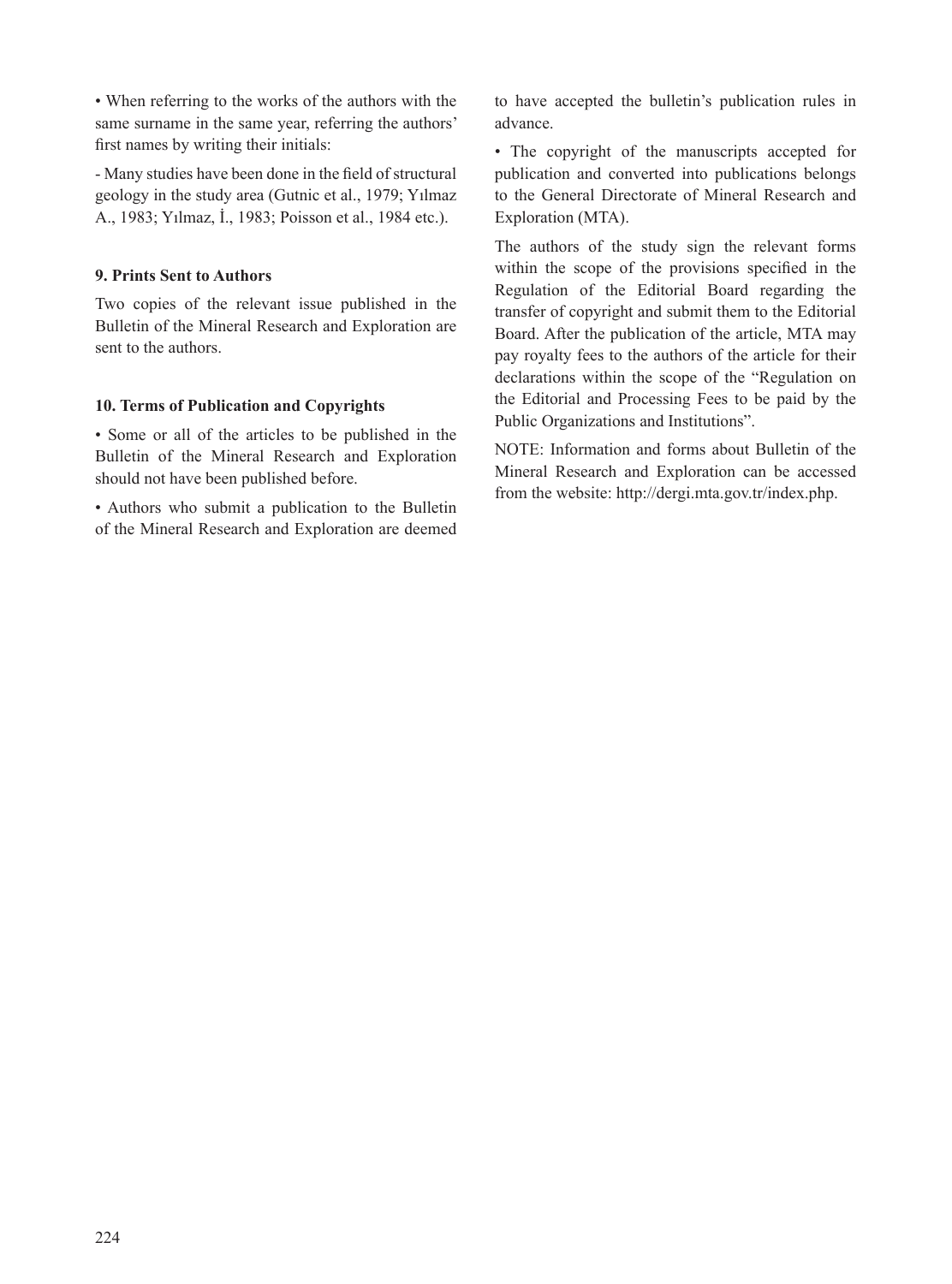• When referring to the works of the authors with the same surname in the same year, referring the authors' first names by writing their initials:

- Many studies have been done in the field of structural geology in the study area (Gutnic et al., 1979; Yılmaz A., 1983; Yılmaz, İ., 1983; Poisson et al., 1984 etc.).

**9. Prints Sent to Authors**

Two copies of the relevant issue published in the Bulletin of the Mineral Research and Exploration are sent to the authors.

**10. Terms of Publication and Copyrights**

• Some or all of the articles to be published in the Bulletin of the Mineral Research and Exploration should not have been published before.

• Authors who submit a publication to the Bulletin of the Mineral Research and Exploration are deemed to have accepted the bulletin's publication rules in advance.

• The copyright of the manuscripts accepted for publication and converted into publications belongs to the General Directorate of Mineral Research and Exploration (MTA).

The authors of the study sign the relevant forms within the scope of the provisions specified in the Regulation of the Editorial Board regarding the transfer of copyright and submit them to the Editorial Board. After the publication of the article, MTA may pay royalty fees to the authors of the article for their declarations within the scope of the "Regulation on the Editorial and Processing Fees to be paid by the Public Organizations and Institutions".

NOTE: Information and forms about Bulletin of the Mineral Research and Exploration can be accessed from the website: http://dergi.mta.gov.tr/index.php.